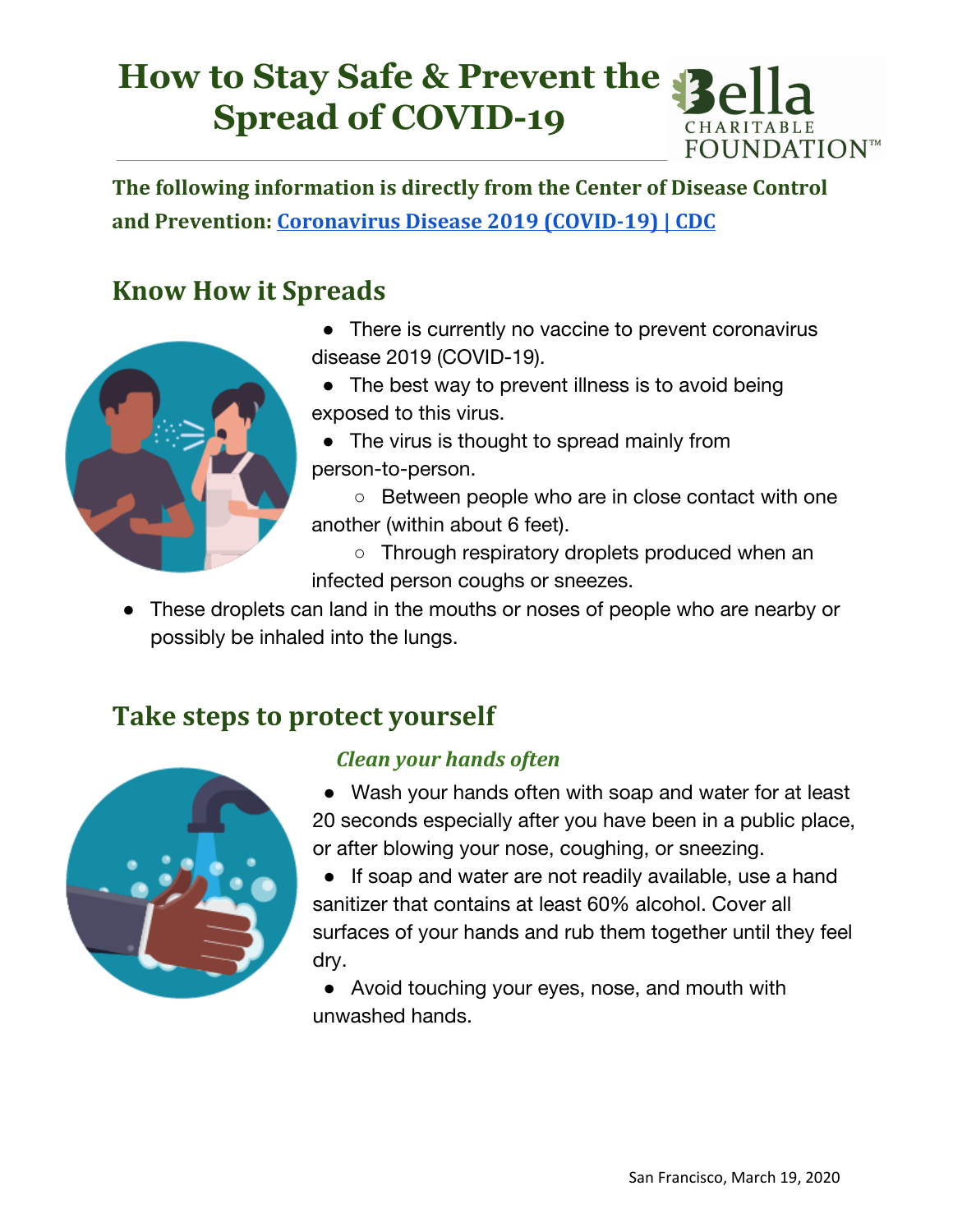# How to Stay Safe & Prevent the Spread of COVID-19

Bella CHARITABLE FOUNDATION™

**The following information is directly from the Center of Disease Control and Prevention: [Coronavirus Disease 2019 (COVID-19) | CDC](#)**

## Know How it Spreads

- There is currently no vaccine to prevent coronavirus disease 2019 (COVID-19).
- The best way to prevent illness is to avoid being exposed to this virus.
- The virus is thought to spread mainly from person-to-person.
  - Between people who are in close contact with one another (within about 6 feet).
  - Through respiratory droplets produced when an infected person coughs or sneezes.
- These droplets can land in the mouths or noses of people who are nearby or possibly be inhaled into the lungs.

## Take steps to protect yourself

### *Clean your hands often*

- Wash your hands often with soap and water for at least 20 seconds especially after you have been in a public place, or after blowing your nose, coughing, or sneezing.
- If soap and water are not readily available, use a hand sanitizer that contains at least 60% alcohol. Cover all surfaces of your hands and rub them together until they feel dry.
- Avoid touching your eyes, nose, and mouth with unwashed hands.

San Francisco, March 19, 2020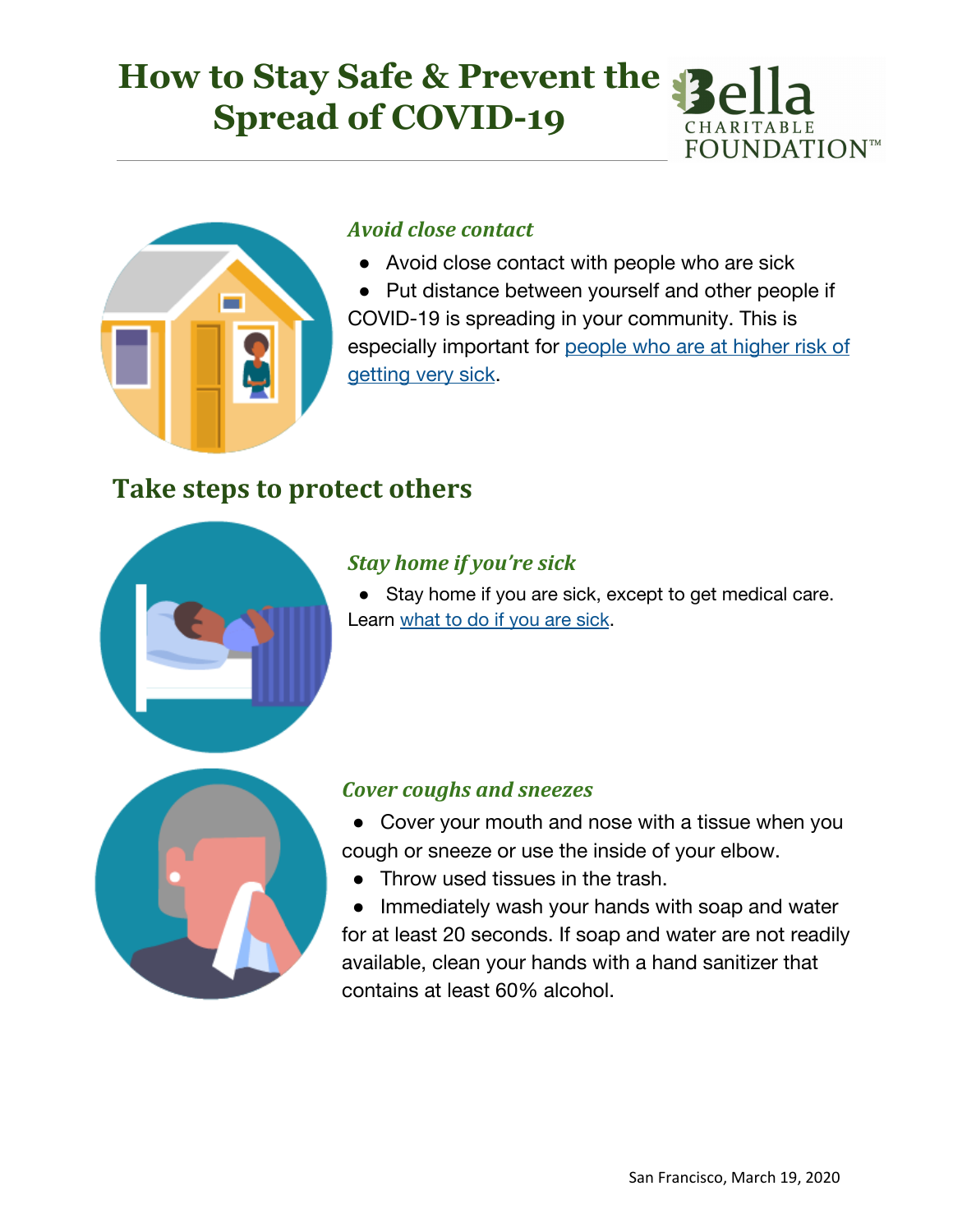# How to Stay Safe & Prevent the Spread of COVID-19

### *Avoid close contact*

- Avoid close contact with people who are sick
- Put distance between yourself and other people if COVID-19 is spreading in your community. This is especially important for [people who are at higher risk of getting very sick](#).

## Take steps to protect others

### *Stay home if you're sick*

- Stay home if you are sick, except to get medical care. Learn [what to do if you are sick](#).

### *Cover coughs and sneezes*

- Cover your mouth and nose with a tissue when you cough or sneeze or use the inside of your elbow.
- Throw used tissues in the trash.
- Immediately wash your hands with soap and water for at least 20 seconds. If soap and water are not readily available, clean your hands with a hand sanitizer that contains at least 60% alcohol.

San Francisco, March 19, 2020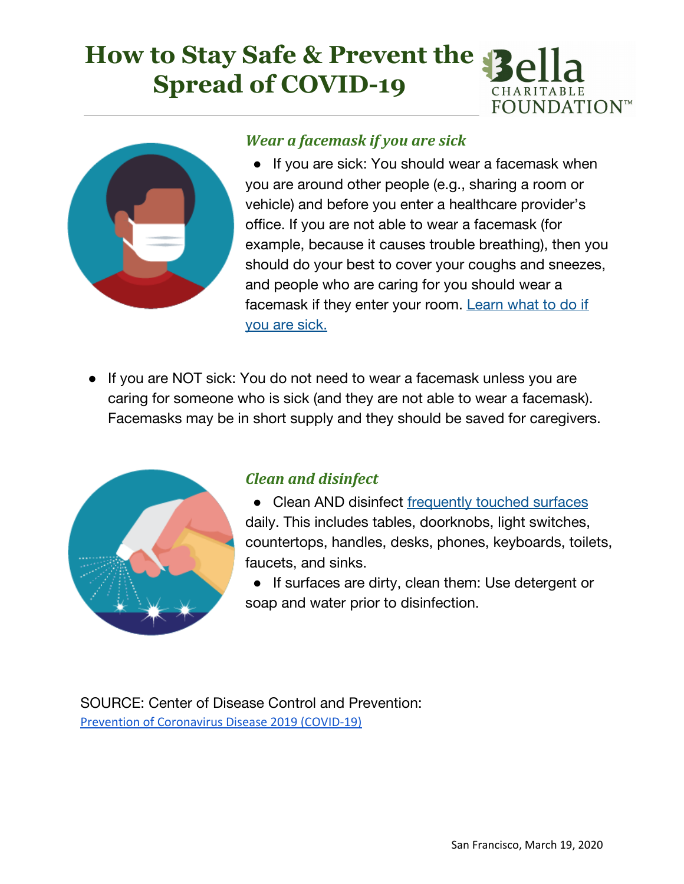# How to Stay Safe & Prevent the Spread of COVID-19

Bella CHARITABLE FOUNDATION™

### *Wear a facemask if you are sick*

- If you are sick: You should wear a facemask when you are around other people (e.g., sharing a room or vehicle) and before you enter a healthcare provider's office. If you are not able to wear a facemask (for example, because it causes trouble breathing), then you should do your best to cover your coughs and sneezes, and people who are caring for you should wear a facemask if they enter your room. [Learn what to do if you are sick.]

- If you are NOT sick: You do not need to wear a facemask unless you are caring for someone who is sick (and they are not able to wear a facemask). Facemasks may be in short supply and they should be saved for caregivers.

### *Clean and disinfect*

- Clean AND disinfect frequently touched surfaces daily. This includes tables, doorknobs, light switches, countertops, handles, desks, phones, keyboards, toilets, faucets, and sinks.
- If surfaces are dirty, clean them: Use detergent or soap and water prior to disinfection.

SOURCE: Center of Disease Control and Prevention:
Prevention of Coronavirus Disease 2019 (COVID-19)

San Francisco, March 19, 2020